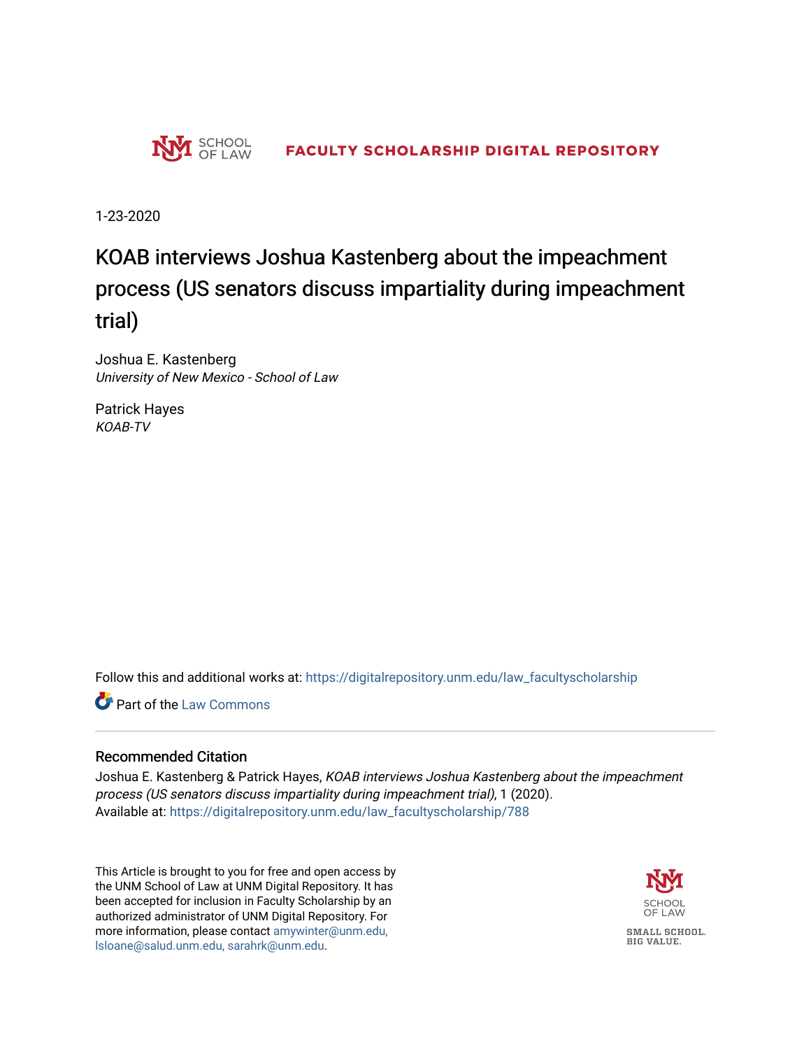SCHOOL OF LAW

FACULTY SCHOLARSHIP DIGITAL REPOSITORY

1-23-2020

# KOAB interviews Joshua Kastenberg about the impeachment process (US senators discuss impartiality during impeachment trial)

Joshua E. Kastenberg
*University of New Mexico - School of Law*

Patrick Hayes
*KOAB-TV*

Follow this and additional works at: https://digitalrepository.unm.edu/law_facultyscholarship

Part of the Law Commons

## Recommended Citation

Joshua E. Kastenberg & Patrick Hayes, *KOAB interviews Joshua Kastenberg about the impeachment process (US senators discuss impartiality during impeachment trial)*, 1 (2020).
Available at: https://digitalrepository.unm.edu/law_facultyscholarship/788

This Article is brought to you for free and open access by the UNM School of Law at UNM Digital Repository. It has been accepted for inclusion in Faculty Scholarship by an authorized administrator of UNM Digital Repository. For more information, please contact amywinter@unm.edu, lsloane@salud.unm.edu, sarahrk@unm.edu.

SCHOOL OF LAW

SMALL SCHOOL. BIG VALUE.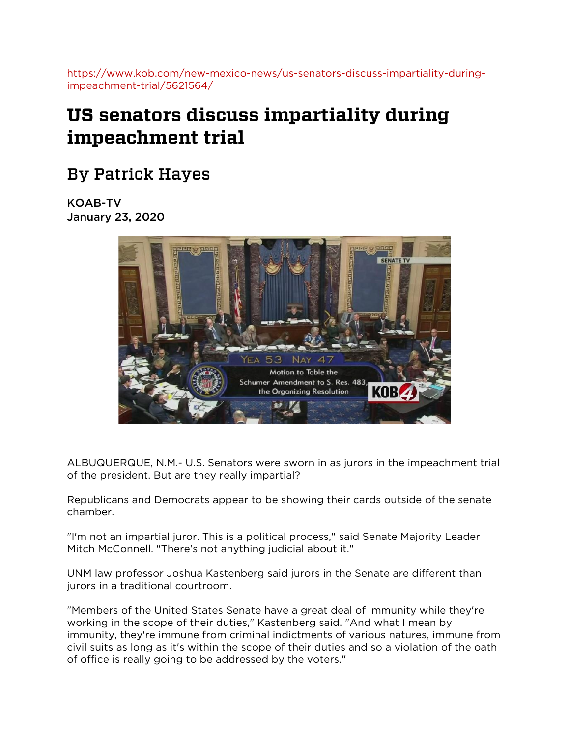https://www.kob.com/new-mexico-news/us-senators-discuss-impartiality-during-impeachment-trial/5621564/

# US senators discuss impartiality during impeachment trial

## By Patrick Hayes

**KOAB-TV**
**January 23, 2020**

ALBUQUERQUE, N.M.- U.S. Senators were sworn in as jurors in the impeachment trial of the president. But are they really impartial?

Republicans and Democrats appear to be showing their cards outside of the senate chamber.

"I'm not an impartial juror. This is a political process," said Senate Majority Leader Mitch McConnell. "There's not anything judicial about it."

UNM law professor Joshua Kastenberg said jurors in the Senate are different than jurors in a traditional courtroom.

"Members of the United States Senate have a great deal of immunity while they're working in the scope of their duties," Kastenberg said. "And what I mean by immunity, they're immune from criminal indictments of various natures, immune from civil suits as long as it's within the scope of their duties and so a violation of the oath of office is really going to be addressed by the voters."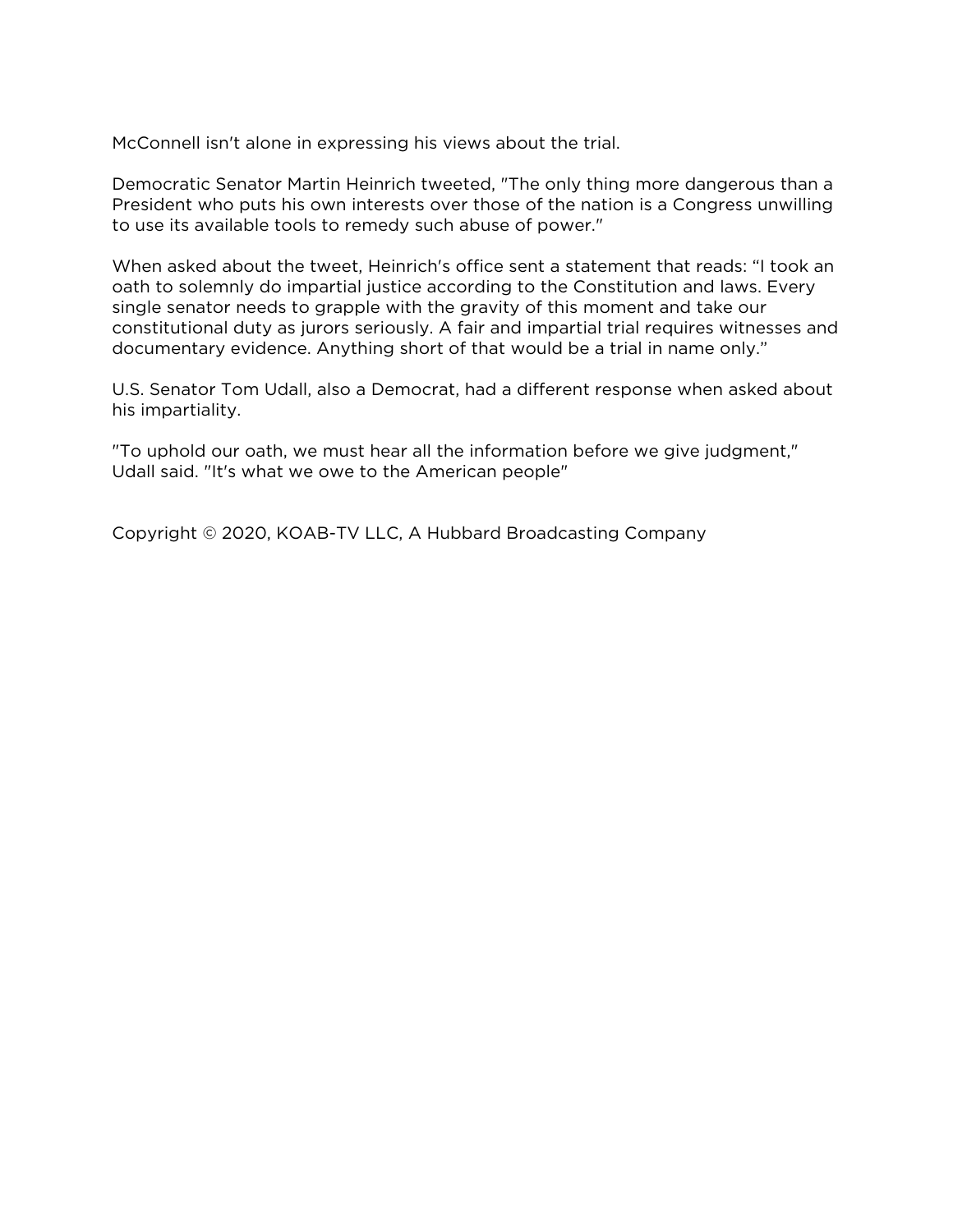McConnell isn't alone in expressing his views about the trial.

Democratic Senator Martin Heinrich tweeted, "The only thing more dangerous than a President who puts his own interests over those of the nation is a Congress unwilling to use its available tools to remedy such abuse of power."

When asked about the tweet, Heinrich's office sent a statement that reads: “I took an oath to solemnly do impartial justice according to the Constitution and laws. Every single senator needs to grapple with the gravity of this moment and take our constitutional duty as jurors seriously. A fair and impartial trial requires witnesses and documentary evidence. Anything short of that would be a trial in name only.”

U.S. Senator Tom Udall, also a Democrat, had a different response when asked about his impartiality.

"To uphold our oath, we must hear all the information before we give judgment," Udall said. "It's what we owe to the American people"

Copyright © 2020, KOAB-TV LLC, A Hubbard Broadcasting Company